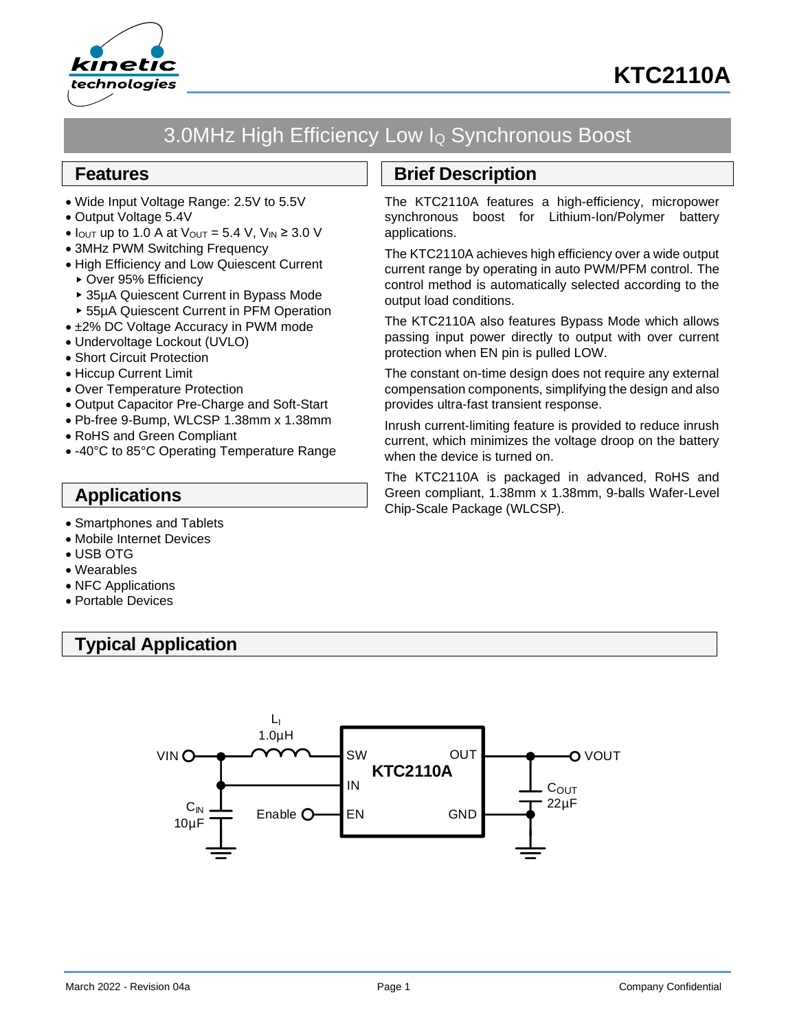# KTC2110A

## 3.0MHz High Efficiency Low $I_Q$ Synchronous Boost

## Features

- Wide Input Voltage Range: 2.5V to 5.5V
- Output Voltage 5.4V
- $I_{OUT}$ up to 1.0 A at $V_{OUT}$ = 5.4 V, $V_{IN}$ ≥ 3.0 V
- 3MHz PWM Switching Frequency
- High Efficiency and Low Quiescent Current
  - Over 95% Efficiency
  - 35µA Quiescent Current in Bypass Mode
  - 55µA Quiescent Current in PFM Operation
- ±2% DC Voltage Accuracy in PWM mode
- Undervoltage Lockout (UVLO)
- Short Circuit Protection
- Hiccup Current Limit
- Over Temperature Protection
- Output Capacitor Pre-Charge and Soft-Start
- Pb-free 9-Bump, WLCSP 1.38mm x 1.38mm
- RoHS and Green Compliant
- -40°C to 85°C Operating Temperature Range

## Applications

- Smartphones and Tablets
- Mobile Internet Devices
- USB OTG
- Wearables
- NFC Applications
- Portable Devices

## Brief Description

The KTC2110A features a high-efficiency, micropower synchronous boost for Lithium-Ion/Polymer battery applications.

The KTC2110A achieves high efficiency over a wide output current range by operating in auto PWM/PFM control. The control method is automatically selected according to the output load conditions.

The KTC2110A also features Bypass Mode which allows passing input power directly to output with over current protection when EN pin is pulled LOW.

The constant on-time design does not require any external compensation components, simplifying the design and also provides ultra-fast transient response.

Inrush current-limiting feature is provided to reduce inrush current, which minimizes the voltage droop on the battery when the device is turned on.

The KTC2110A is packaged in advanced, RoHS and Green compliant, 1.38mm x 1.38mm, 9-balls Wafer-Level Chip-Scale Package (WLCSP).

## Typical Application

$L_I$ 1.0µH; VIN; $C_{IN}$ 10µF; Enable; KTC2110A (SW, IN, EN, OUT, GND); $C_{OUT}$ 22µF; VOUT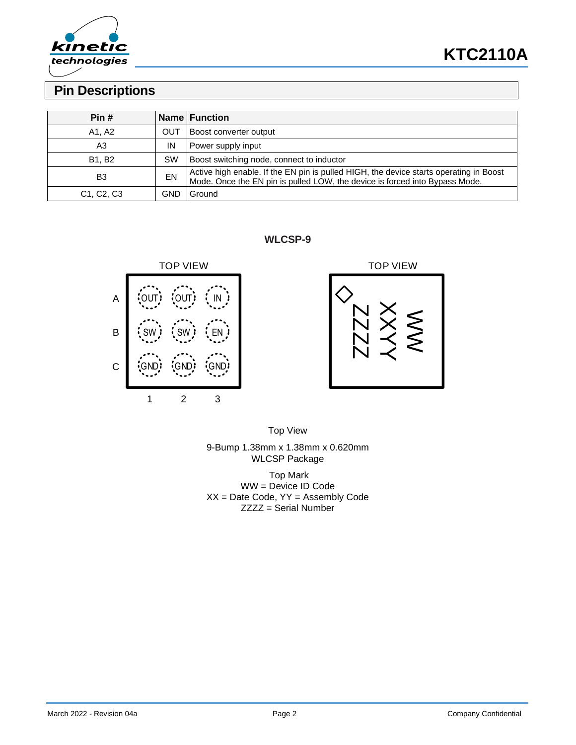## Pin Descriptions

| Pin # | Name | Function |
|---|---|---|
| A1, A2 | OUT | Boost converter output |
| A3 | IN | Power supply input |
| B1, B2 | SW | Boost switching node, connect to inductor |
| B3 | EN | Active high enable. If the EN pin is pulled HIGH, the device starts operating in Boost Mode. Once the EN pin is pulled LOW, the device is forced into Bypass Mode. |
| C1, C2, C3 | GND | Ground |

**WLCSP-9**

TOP VIEW

|   | 1 | 2 | 3 |
|---|---|---|---|
| A | OUT | OUT | IN |
| B | SW | SW | EN |
| C | GND | GND | GND |

TOP VIEW

ZZZZ XXYY WW

Top View

9-Bump 1.38mm x 1.38mm x 0.620mm
WLCSP Package

Top Mark
WW = Device ID Code
XX = Date Code, YY = Assembly Code
ZZZZ = Serial Number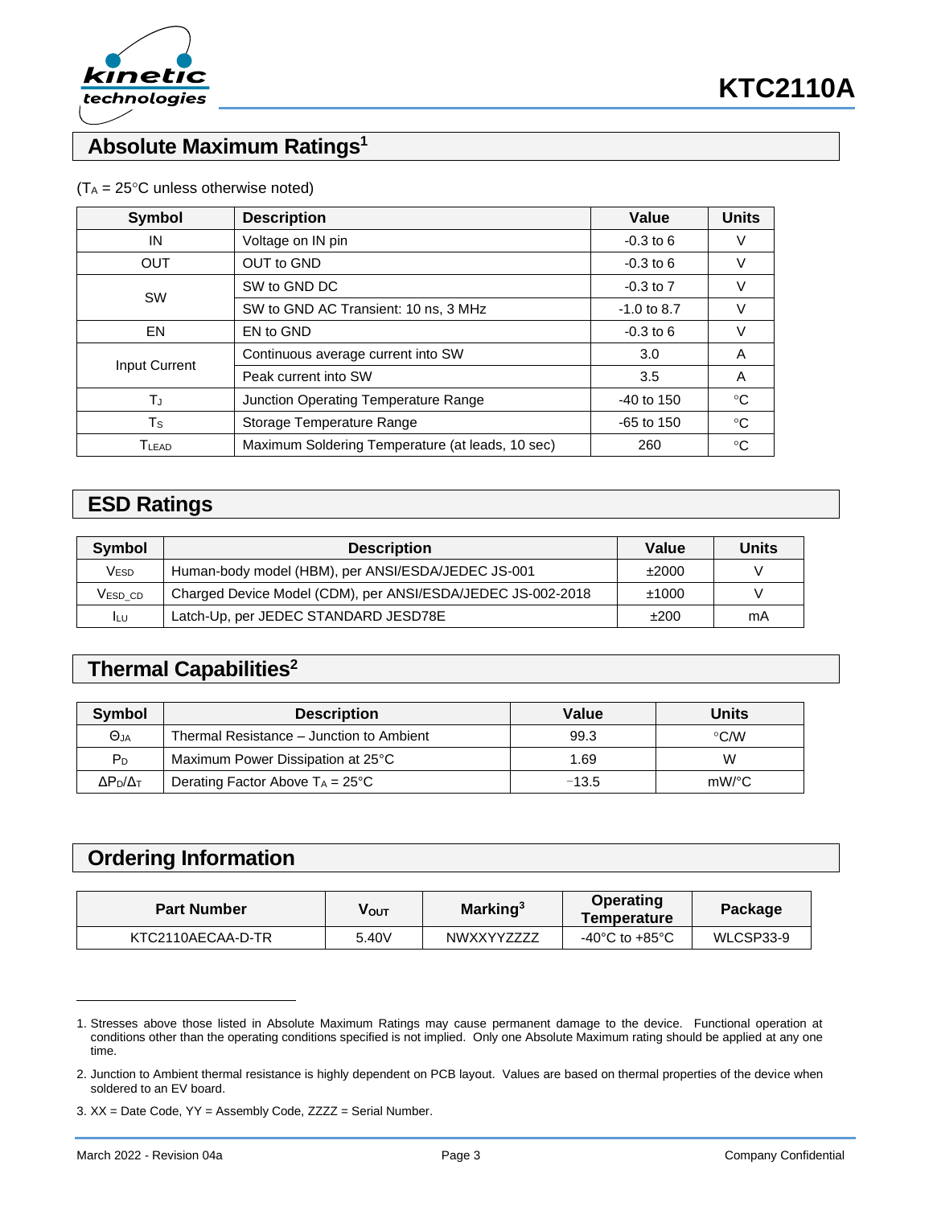## Absolute Maximum Ratings[1]

($T_A$ = 25°C unless otherwise noted)

| Symbol | Description | Value | Units |
|---|---|---|---|
| IN | Voltage on IN pin | -0.3 to 6 | V |
| OUT | OUT to GND | -0.3 to 6 | V |
| SW | SW to GND DC | -0.3 to 7 | V |
| | SW to GND AC Transient: 10 ns, 3 MHz | -1.0 to 8.7 | V |
| EN | EN to GND | -0.3 to 6 | V |
| Input Current | Continuous average current into SW | 3.0 | A |
| | Peak current into SW | 3.5 | A |
| $T_J$ | Junction Operating Temperature Range | -40 to 150 | °C |
| $T_S$ | Storage Temperature Range | -65 to 150 | °C |
| $T_{LEAD}$ | Maximum Soldering Temperature (at leads, 10 sec) | 260 | °C |

## ESD Ratings

| Symbol | Description | Value | Units |
|---|---|---|---|
| $V_{ESD}$ | Human-body model (HBM), per ANSI/ESDA/JEDEC JS-001 | ±2000 | V |
| $V_{ESD\_CD}$ | Charged Device Model (CDM), per ANSI/ESDA/JEDEC JS-002-2018 | ±1000 | V |
| $I_{LU}$ | Latch-Up, per JEDEC STANDARD JESD78E | ±200 | mA |

## Thermal Capabilities[2]

| Symbol | Description | Value | Units |
|---|---|---|---|
| $\Theta_{JA}$ | Thermal Resistance – Junction to Ambient | 99.3 | °C/W |
| $P_D$ | Maximum Power Dissipation at 25°C | 1.69 | W |
| $\Delta P_D/\Delta_T$ | Derating Factor Above $T_A$ = 25°C | −13.5 | mW/°C |

## Ordering Information

| Part Number | $V_{OUT}$ | Marking[3] | Operating Temperature | Package |
|---|---|---|---|---|
| KTC2110AECAA-D-TR | 5.40V | NWXXYYZZZZ | -40°C to +85°C | WLCSP33-9 |

1. Stresses above those listed in Absolute Maximum Ratings may cause permanent damage to the device. Functional operation at conditions other than the operating conditions specified is not implied. Only one Absolute Maximum rating should be applied at any one time.
2. Junction to Ambient thermal resistance is highly dependent on PCB layout. Values are based on thermal properties of the device when soldered to an EV board.
3. XX = Date Code, YY = Assembly Code, ZZZZ = Serial Number.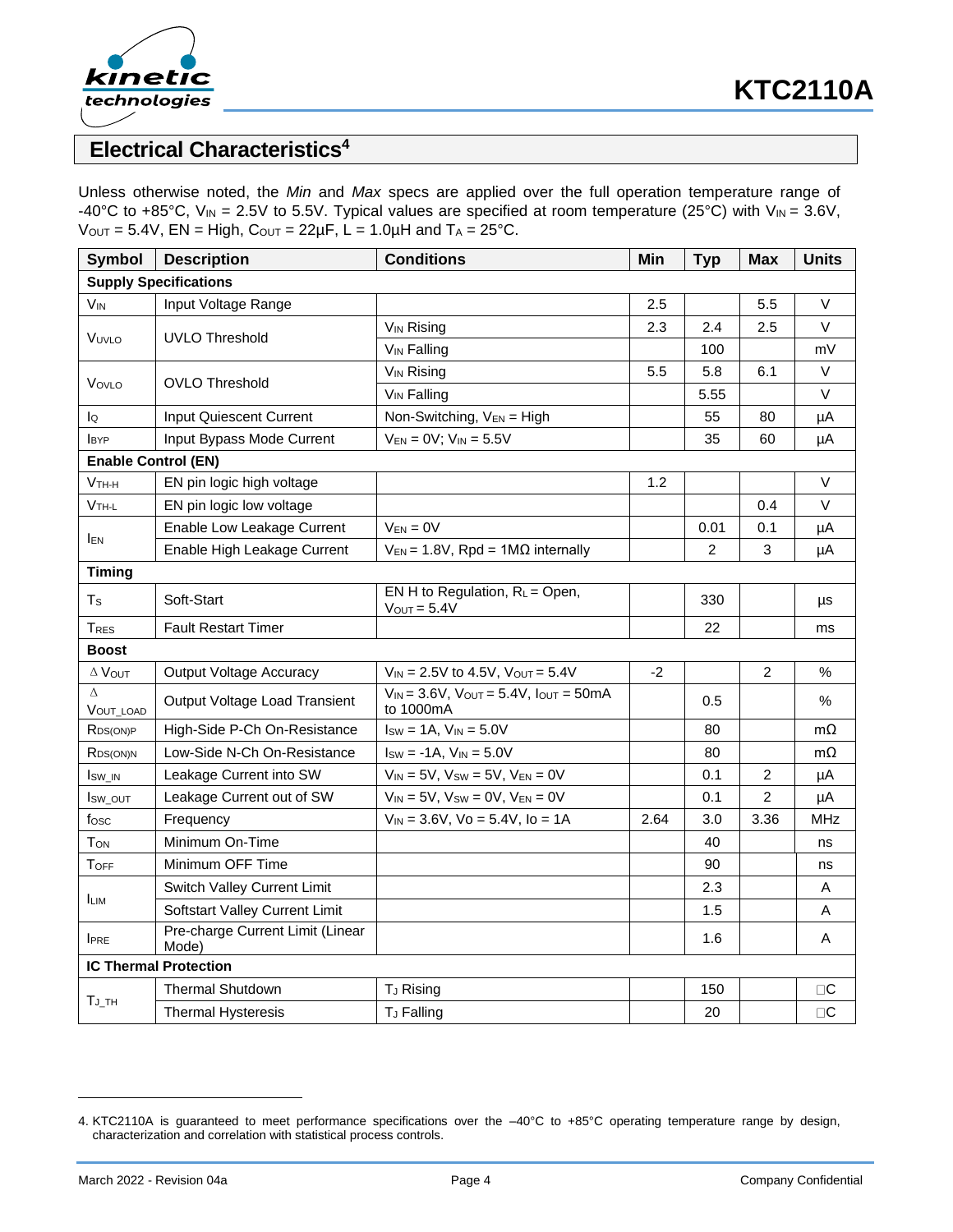## Electrical Characteristics[4]

Unless otherwise noted, the *Min* and *Max* specs are applied over the full operation temperature range of -40°C to +85°C, $V_{IN}$ = 2.5V to 5.5V. Typical values are specified at room temperature (25°C) with $V_{IN}$ = 3.6V, $V_{OUT}$ = 5.4V, EN = High, $C_{OUT}$ = 22µF, L = 1.0µH and $T_A$ = 25°C.

| Symbol | Description | Conditions | Min | Typ | Max | Units |
|---|---|---|---|---|---|---|
| **Supply Specifications** | | | | | | |
| $V_{IN}$ | Input Voltage Range | | 2.5 | | 5.5 | V |
| $V_{UVLO}$ | UVLO Threshold | $V_{IN}$ Rising | 2.3 | 2.4 | 2.5 | V |
| | | $V_{IN}$ Falling | | 100 | | mV |
| $V_{OVLO}$ | OVLO Threshold | $V_{IN}$ Rising | 5.5 | 5.8 | 6.1 | V |
| | | $V_{IN}$ Falling | | 5.55 | | V |
| $I_Q$ | Input Quiescent Current | Non-Switching, $V_{EN}$ = High | | 55 | 80 | µA |
| $I_{BYP}$ | Input Bypass Mode Current | $V_{EN}$ = 0V; $V_{IN}$ = 5.5V | | 35 | 60 | µA |
| **Enable Control (EN)** | | | | | | |
| $V_{TH\text{-}H}$ | EN pin logic high voltage | | 1.2 | | | V |
| $V_{TH\text{-}L}$ | EN pin logic low voltage | | | | 0.4 | V |
| $I_{EN}$ | Enable Low Leakage Current | $V_{EN}$ = 0V | | 0.01 | 0.1 | µA |
| | Enable High Leakage Current | $V_{EN}$ = 1.8V, Rpd = 1MΩ internally | | 2 | 3 | µA |
| **Timing** | | | | | | |
| $T_S$ | Soft-Start | EN H to Regulation, $R_L$ = Open, $V_{OUT}$ = 5.4V | | 330 | | µs |
| $T_{RES}$ | Fault Restart Timer | | | 22 | | ms |
| **Boost** | | | | | | |
| $\Delta V_{OUT}$ | Output Voltage Accuracy | $V_{IN}$ = 2.5V to 4.5V, $V_{OUT}$ = 5.4V | -2 | | 2 | % |
| $\Delta V_{OUT\_LOAD}$ | Output Voltage Load Transient | $V_{IN}$ = 3.6V, $V_{OUT}$ = 5.4V, $I_{OUT}$ = 50mA to 1000mA | | 0.5 | | % |
| $R_{DS(ON)P}$ | High-Side P-Ch On-Resistance | $I_{SW}$ = 1A, $V_{IN}$ = 5.0V | | 80 | | mΩ |
| $R_{DS(ON)N}$ | Low-Side N-Ch On-Resistance | $I_{SW}$ = -1A, $V_{IN}$ = 5.0V | | 80 | | mΩ |
| $I_{SW\_IN}$ | Leakage Current into SW | $V_{IN}$ = 5V, $V_{SW}$ = 5V, $V_{EN}$ = 0V | | 0.1 | 2 | µA |
| $I_{SW\_OUT}$ | Leakage Current out of SW | $V_{IN}$ = 5V, $V_{SW}$ = 0V, $V_{EN}$ = 0V | | 0.1 | 2 | µA |
| $f_{OSC}$ | Frequency | $V_{IN}$ = 3.6V, Vo = 5.4V, Io = 1A | 2.64 | 3.0 | 3.36 | MHz |
| $T_{ON}$ | Minimum On-Time | | | 40 | | ns |
| $T_{OFF}$ | Minimum OFF Time | | | 90 | | ns |
| $I_{LIM}$ | Switch Valley Current Limit | | | 2.3 | | A |
| | Softstart Valley Current Limit | | | 1.5 | | A |
| $I_{PRE}$ | Pre-charge Current Limit (Linear Mode) | | | 1.6 | | A |
| **IC Thermal Protection** | | | | | | |
| $T_{J\_TH}$ | Thermal Shutdown | $T_J$ Rising | | 150 | | °C |
| | Thermal Hysteresis | $T_J$ Falling | | 20 | | °C |

4. KTC2110A is guaranteed to meet performance specifications over the –40°C to +85°C operating temperature range by design, characterization and correlation with statistical process controls.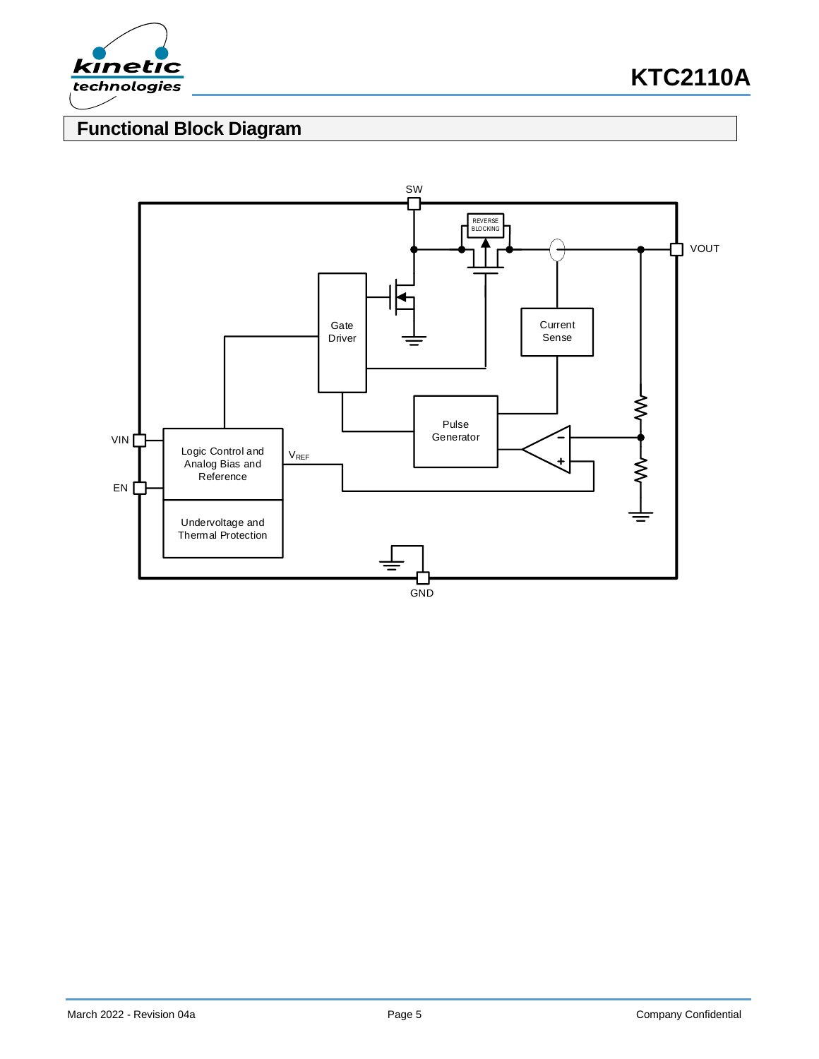## Functional Block Diagram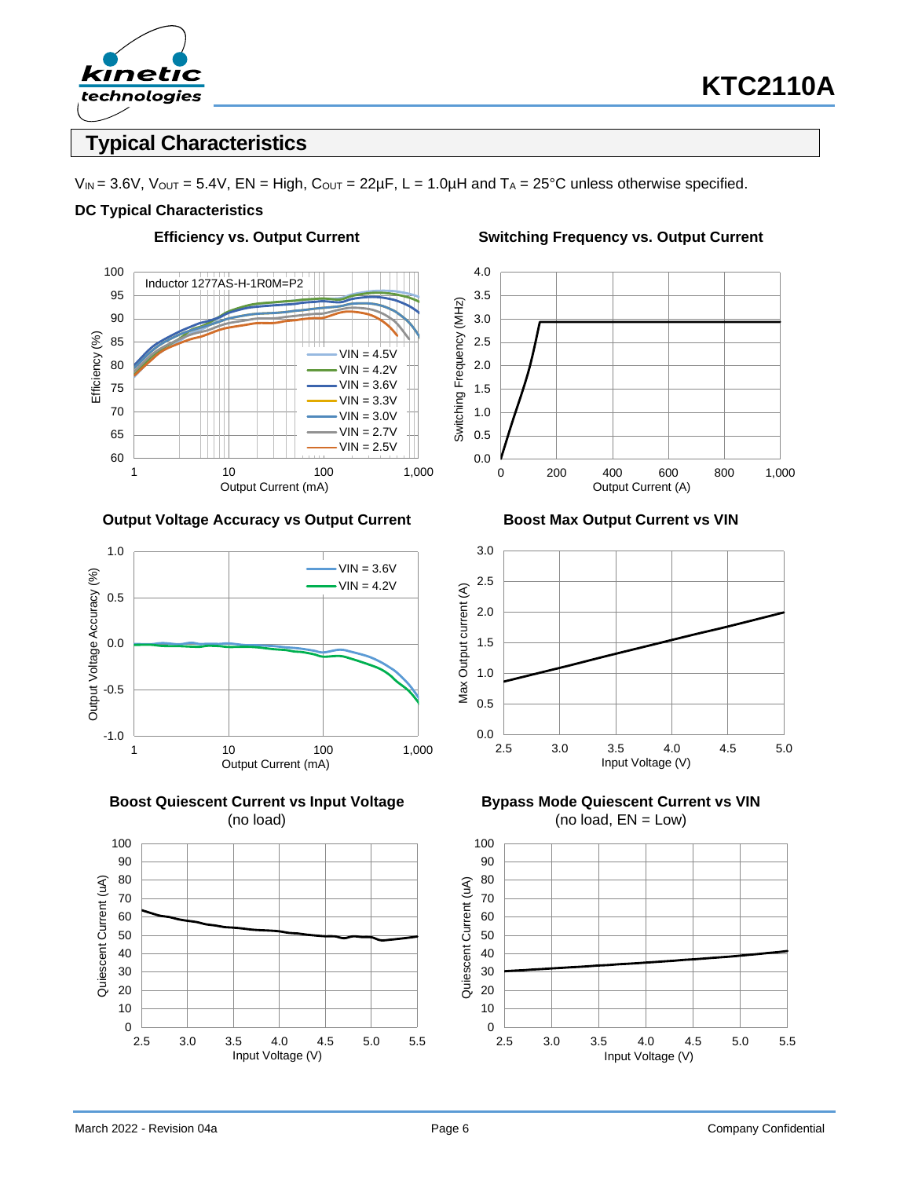## Typical Characteristics

$V_{IN}$ = 3.6V, $V_{OUT}$ = 5.4V, EN = High, $C_{OUT}$ = 22µF, L = 1.0µH and $T_A$ = 25°C unless otherwise specified.

### DC Typical Characteristics

**Efficiency vs. Output Current**

Inductor 1277AS-H-1R0M=P2

VIN = 4.5V, VIN = 4.2V, VIN = 3.6V, VIN = 3.3V, VIN = 3.0V, VIN = 2.7V, VIN = 2.5V

Efficiency (%) vs. Output Current (mA)

**Switching Frequency vs. Output Current**

Switching Frequency (MHz) vs. Output Current (A)

**Output Voltage Accuracy vs Output Current**

VIN = 3.6V, VIN = 4.2V

Output Voltage Accuracy (%) vs. Output Current (mA)

**Boost Max Output Current vs VIN**

Max Output current (A) vs. Input Voltage (V)

**Boost Quiescent Current vs Input Voltage**
(no load)

Quiescent Current (uA) vs. Input Voltage (V)

**Bypass Mode Quiescent Current vs VIN**
(no load, EN = Low)

Quiescent Current (uA) vs. Input Voltage (V)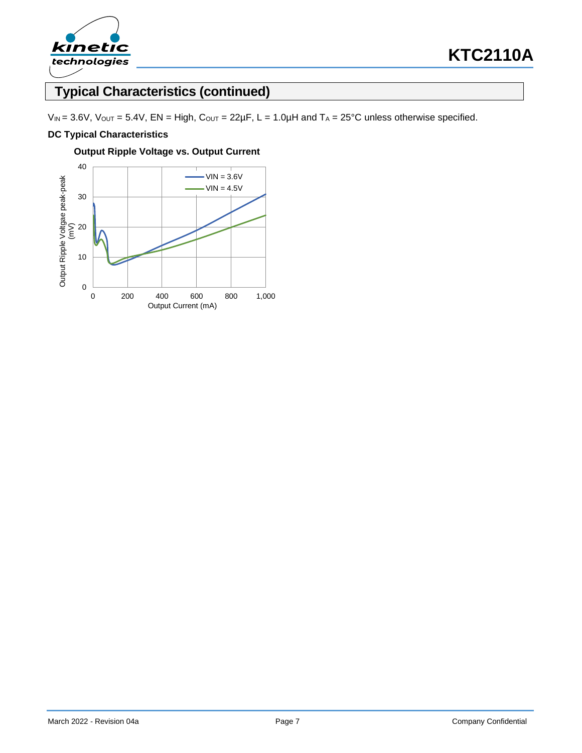## Typical Characteristics (continued)

$V_{IN}$ = 3.6V, $V_{OUT}$ = 5.4V, EN = High, $C_{OUT}$ = 22µF, L = 1.0µH and $T_A$ = 25°C unless otherwise specified.

**DC Typical Characteristics**

**Output Ripple Voltage vs. Output Current**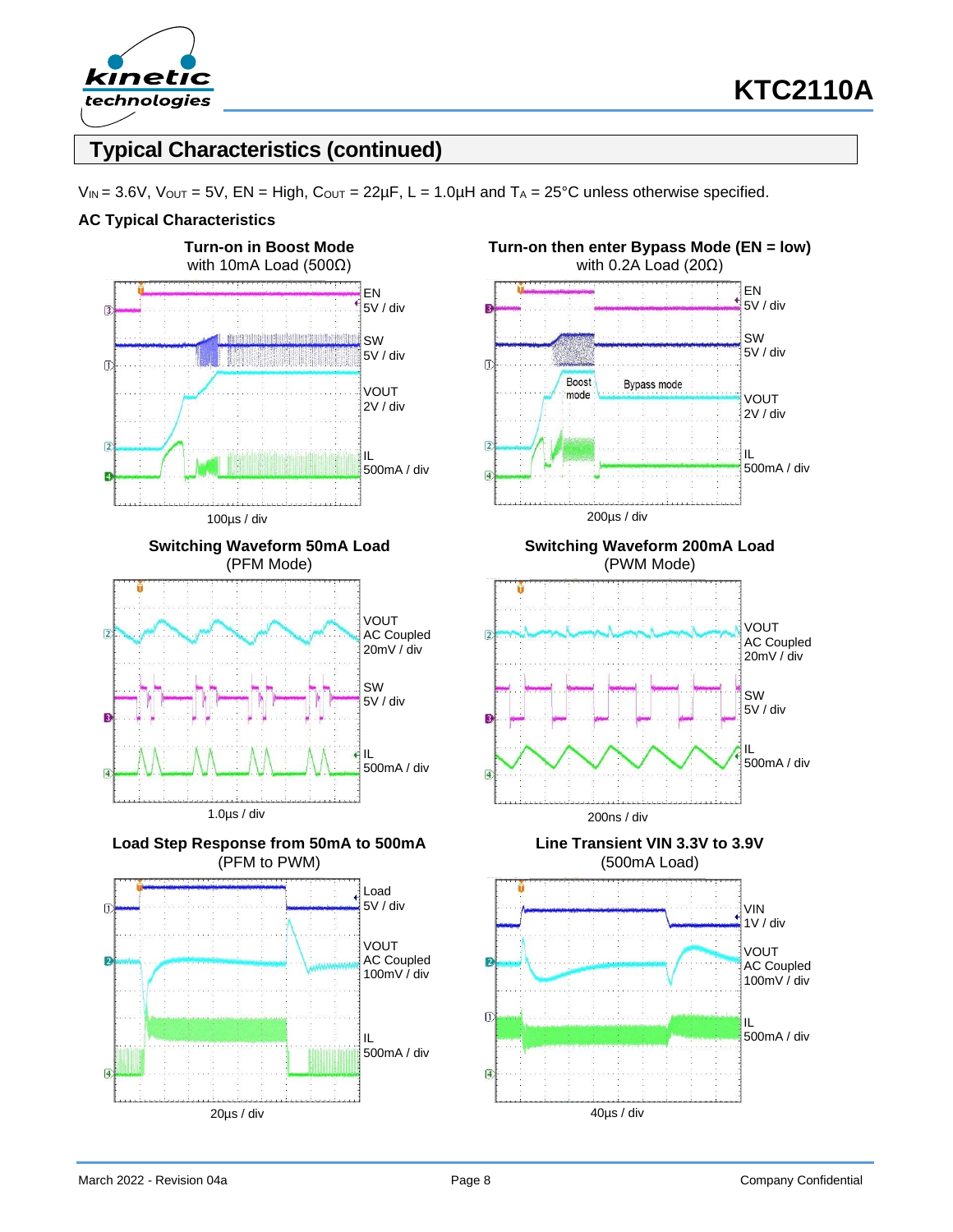## Typical Characteristics (continued)

$V_{IN}$ = 3.6V, $V_{OUT}$ = 5V, EN = High, $C_{OUT}$ = 22µF, L = 1.0µH and $T_A$ = 25°C unless otherwise specified.

### AC Typical Characteristics

**Turn-on in Boost Mode**
with 10mA Load (500Ω)

EN 5V / div
SW 5V / div
VOUT 2V / div
IL 500mA / div

100µs / div

**Turn-on then enter Bypass Mode (EN = low)**
with 0.2A Load (20Ω)

EN 5V / div
SW 5V / div
VOUT 2V / div
IL 500mA / div
Boost mode
Bypass mode

200µs / div

**Switching Waveform 50mA Load**
(PFM Mode)

VOUT AC Coupled 20mV / div
SW 5V / div
IL 500mA / div

1.0µs / div

**Switching Waveform 200mA Load**
(PWM Mode)

VOUT AC Coupled 20mV / div
SW 5V / div
IL 500mA / div

200ns / div

**Load Step Response from 50mA to 500mA**
(PFM to PWM)

Load 5V / div
VOUT AC Coupled 100mV / div
IL 500mA / div

20µs / div

**Line Transient VIN 3.3V to 3.9V**
(500mA Load)

VIN 1V / div
VOUT AC Coupled 100mV / div
IL 500mA / div

40µs / div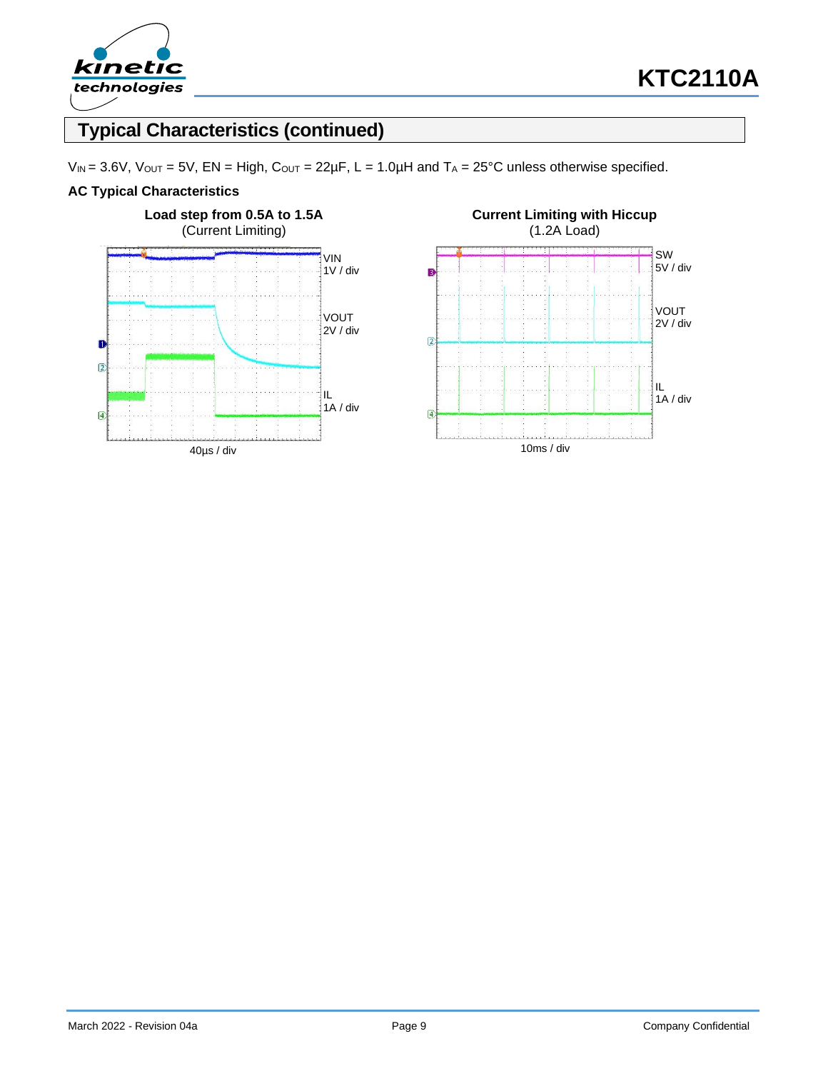## Typical Characteristics (continued)

$V_{IN}$ = 3.6V, $V_{OUT}$ = 5V, EN = High, $C_{OUT}$ = 22µF, L = 1.0µH and $T_A$ = 25°C unless otherwise specified.

### AC Typical Characteristics

**Load step from 0.5A to 1.5A**
(Current Limiting)

VIN 1V / div
VOUT 2V / div
IL 1A / div
40µs / div

**Current Limiting with Hiccup**
(1.2A Load)

SW 5V / div
VOUT 2V / div
IL 1A / div
10ms / div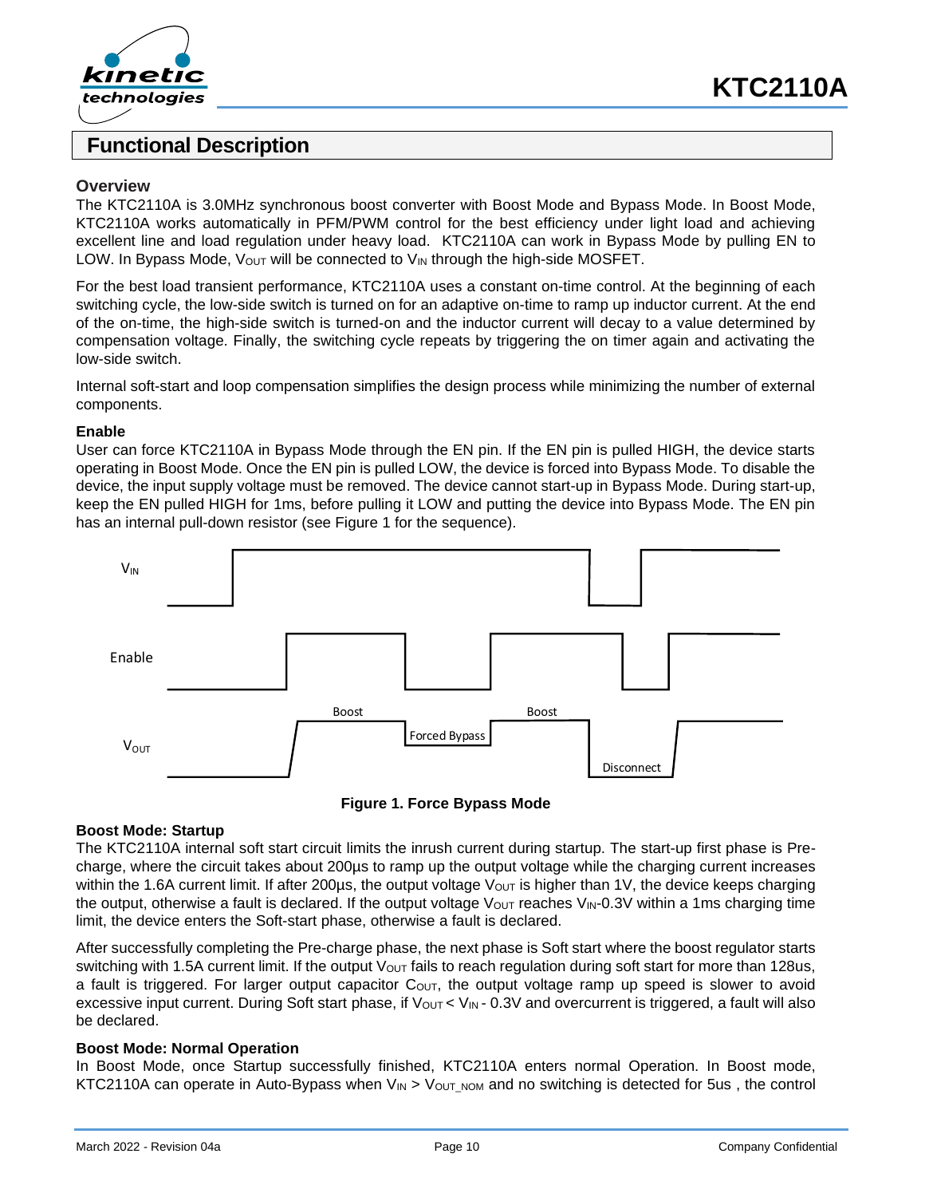## Functional Description

### Overview

The KTC2110A is 3.0MHz synchronous boost converter with Boost Mode and Bypass Mode. In Boost Mode, KTC2110A works automatically in PFM/PWM control for the best efficiency under light load and achieving excellent line and load regulation under heavy load. KTC2110A can work in Bypass Mode by pulling EN to LOW. In Bypass Mode, $V_{OUT}$ will be connected to $V_{IN}$ through the high-side MOSFET.

For the best load transient performance, KTC2110A uses a constant on-time control. At the beginning of each switching cycle, the low-side switch is turned on for an adaptive on-time to ramp up inductor current. At the end of the on-time, the high-side switch is turned-on and the inductor current will decay to a value determined by compensation voltage. Finally, the switching cycle repeats by triggering the on timer again and activating the low-side switch.

Internal soft-start and loop compensation simplifies the design process while minimizing the number of external components.

### Enable

User can force KTC2110A in Bypass Mode through the EN pin. If the EN pin is pulled HIGH, the device starts operating in Boost Mode. Once the EN pin is pulled LOW, the device is forced into Bypass Mode. To disable the device, the input supply voltage must be removed. The device cannot start-up in Bypass Mode. During start-up, keep the EN pulled HIGH for 1ms, before pulling it LOW and putting the device into Bypass Mode. The EN pin has an internal pull-down resistor (see Figure 1 for the sequence).

**Figure 1. Force Bypass Mode**

### Boost Mode: Startup

The KTC2110A internal soft start circuit limits the inrush current during startup. The start-up first phase is Pre-charge, where the circuit takes about 200µs to ramp up the output voltage while the charging current increases within the 1.6A current limit. If after 200µs, the output voltage $V_{OUT}$ is higher than 1V, the device keeps charging the output, otherwise a fault is declared. If the output voltage $V_{OUT}$ reaches $V_{IN}$-0.3V within a 1ms charging time limit, the device enters the Soft-start phase, otherwise a fault is declared.

After successfully completing the Pre-charge phase, the next phase is Soft start where the boost regulator starts switching with 1.5A current limit. If the output $V_{OUT}$ fails to reach regulation during soft start for more than 128us, a fault is triggered. For larger output capacitor $C_{OUT}$, the output voltage ramp up speed is slower to avoid excessive input current. During Soft start phase, if $V_{OUT} < V_{IN}$ - 0.3V and overcurrent is triggered, a fault will also be declared.

### Boost Mode: Normal Operation

In Boost Mode, once Startup successfully finished, KTC2110A enters normal Operation. In Boost mode, KTC2110A can operate in Auto-Bypass when $V_{IN} > V_{OUT\_NOM}$ and no switching is detected for 5us , the control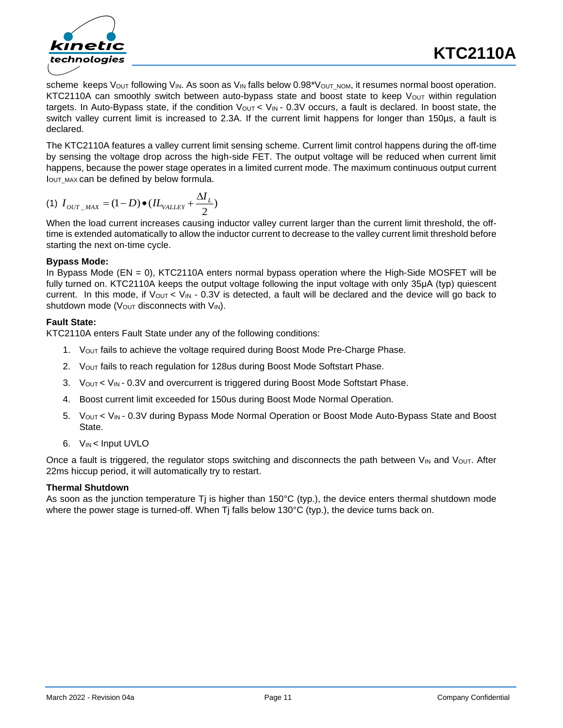scheme keeps $V_{OUT}$ following $V_{IN}$. As soon as $V_{IN}$ falls below 0.98*$V_{OUT\_NOM}$, it resumes normal boost operation. KTC2110A can smoothly switch between auto-bypass state and boost state to keep $V_{OUT}$ within regulation targets. In Auto-Bypass state, if the condition $V_{OUT} < V_{IN}$ - 0.3V occurs, a fault is declared. In boost state, the switch valley current limit is increased to 2.3A. If the current limit happens for longer than 150µs, a fault is declared.

The KTC2110A features a valley current limit sensing scheme. Current limit control happens during the off-time by sensing the voltage drop across the high-side FET. The output voltage will be reduced when current limit happens, because the power stage operates in a limited current mode. The maximum continuous output current $I_{OUT\_MAX}$ can be defined by below formula.

(1) $$I_{OUT\_MAX} = (1-D) \bullet (IL_{VALLEY} + \frac{\Delta I_L}{2})$$

When the load current increases causing inductor valley current larger than the current limit threshold, the off-time is extended automatically to allow the inductor current to decrease to the valley current limit threshold before starting the next on-time cycle.

**Bypass Mode:**

In Bypass Mode (EN = 0), KTC2110A enters normal bypass operation where the High-Side MOSFET will be fully turned on. KTC2110A keeps the output voltage following the input voltage with only 35µA (typ) quiescent current. In this mode, if $V_{OUT} < V_{IN}$ - 0.3V is detected, a fault will be declared and the device will go back to shutdown mode ($V_{OUT}$ disconnects with $V_{IN}$).

**Fault State:**

KTC2110A enters Fault State under any of the following conditions:

1. $V_{OUT}$ fails to achieve the voltage required during Boost Mode Pre-Charge Phase.
2. $V_{OUT}$ fails to reach regulation for 128us during Boost Mode Softstart Phase.
3. $V_{OUT} < V_{IN}$ - 0.3V and overcurrent is triggered during Boost Mode Softstart Phase.
4. Boost current limit exceeded for 150us during Boost Mode Normal Operation.
5. $V_{OUT} < V_{IN}$ - 0.3V during Bypass Mode Normal Operation or Boost Mode Auto-Bypass State and Boost State.
6. $V_{IN}$ < Input UVLO

Once a fault is triggered, the regulator stops switching and disconnects the path between $V_{IN}$ and $V_{OUT}$. After 22ms hiccup period, it will automatically try to restart.

**Thermal Shutdown**

As soon as the junction temperature Tj is higher than 150°C (typ.), the device enters thermal shutdown mode where the power stage is turned-off. When Tj falls below 130°C (typ.), the device turns back on.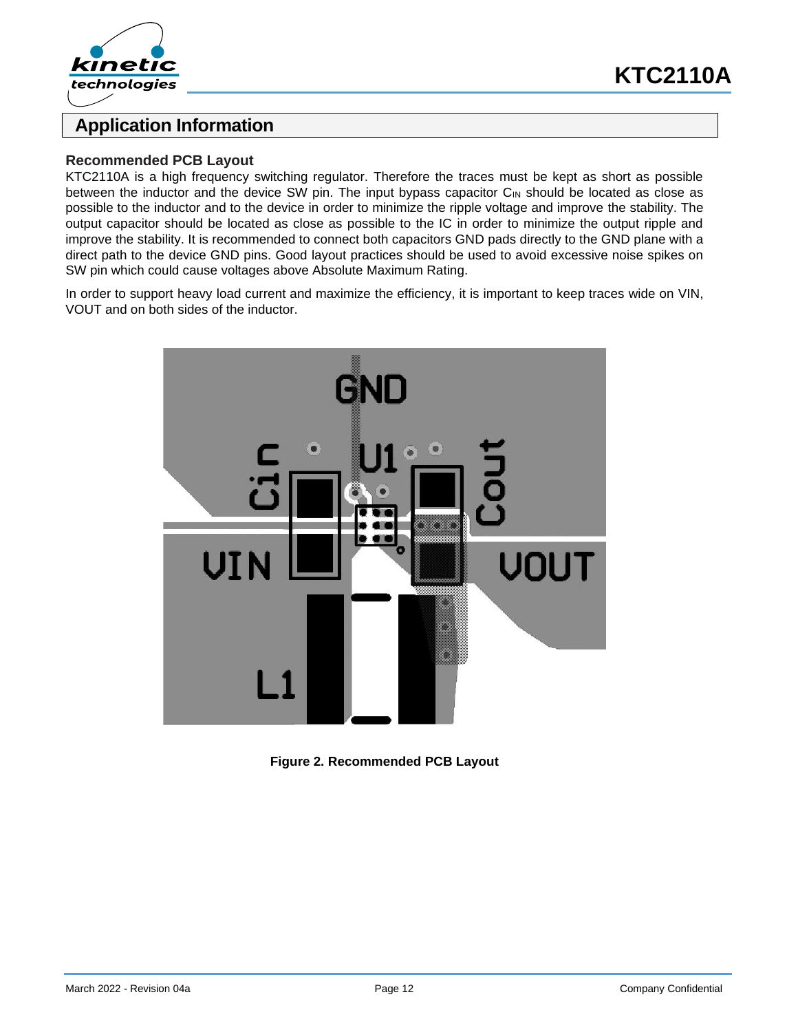## Application Information

### Recommended PCB Layout

KTC2110A is a high frequency switching regulator. Therefore the traces must be kept as short as possible between the inductor and the device SW pin. The input bypass capacitor $C_{IN}$ should be located as close as possible to the inductor and to the device in order to minimize the ripple voltage and improve the stability. The output capacitor should be located as close as possible to the IC in order to minimize the output ripple and improve the stability. It is recommended to connect both capacitors GND pads directly to the GND plane with a direct path to the device GND pins. Good layout practices should be used to avoid excessive noise spikes on SW pin which could cause voltages above Absolute Maximum Rating.

In order to support heavy load current and maximize the efficiency, it is important to keep traces wide on VIN, VOUT and on both sides of the inductor.

**Figure 2. Recommended PCB Layout**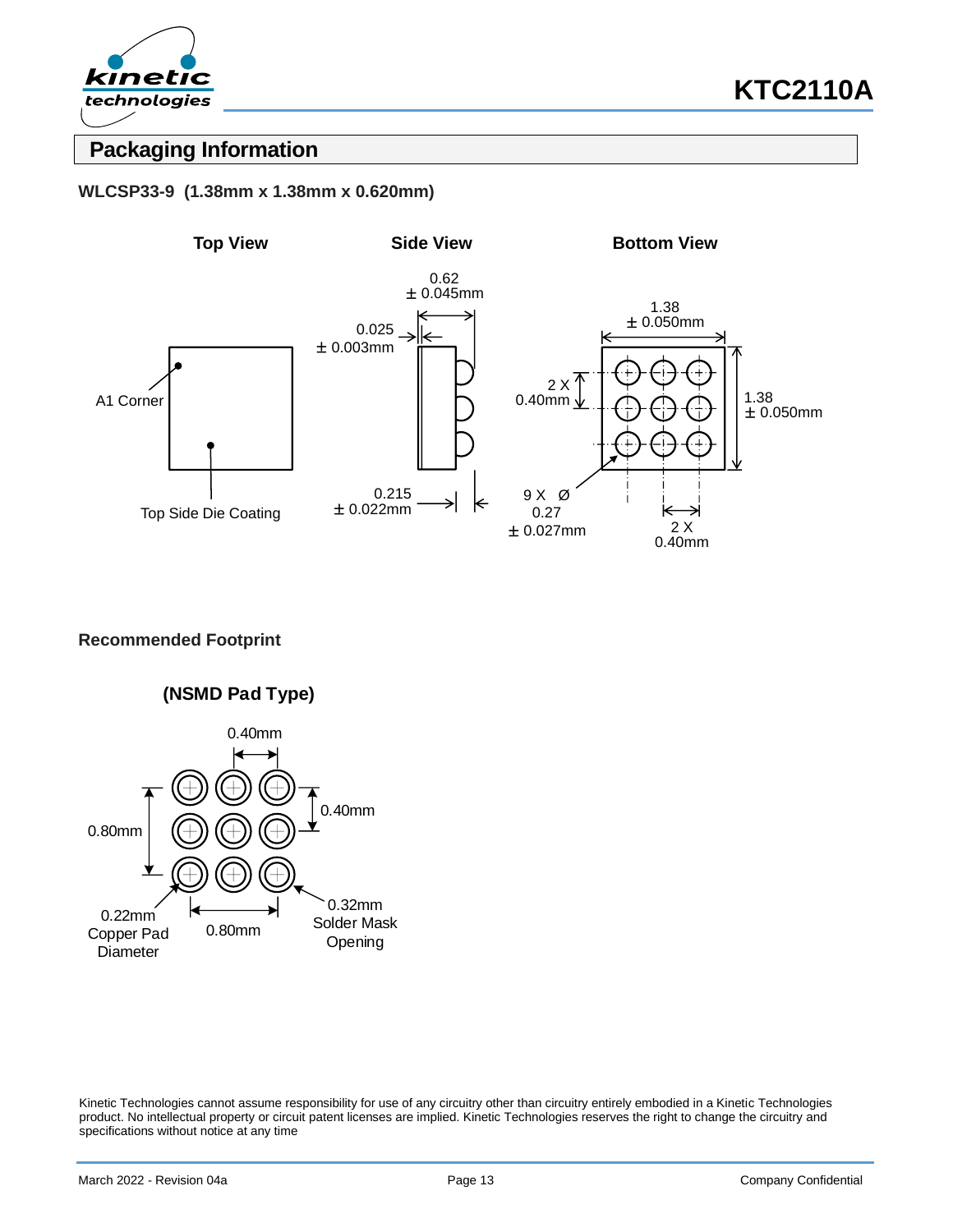## Packaging Information

**WLCSP33-9 (1.38mm x 1.38mm x 0.620mm)**

**Top View**

A1 Corner

Top Side Die Coating

**Side View**

0.62
± 0.045mm

0.025
± 0.003mm

0.215
± 0.022mm

**Bottom View**

1.38
± 0.050mm

2 X
0.40mm

1.38
± 0.050mm

9 X Ø
0.27
± 0.027mm

2 X
0.40mm

**Recommended Footprint**

**(NSMD Pad Type)**

0.40mm

0.40mm

0.80mm

0.80mm

0.22mm
Copper Pad
Diameter

0.32mm
Solder Mask
Opening

Kinetic Technologies cannot assume responsibility for use of any circuitry other than circuitry entirely embodied in a Kinetic Technologies product. No intellectual property or circuit patent licenses are implied. Kinetic Technologies reserves the right to change the circuitry and specifications without notice at any time